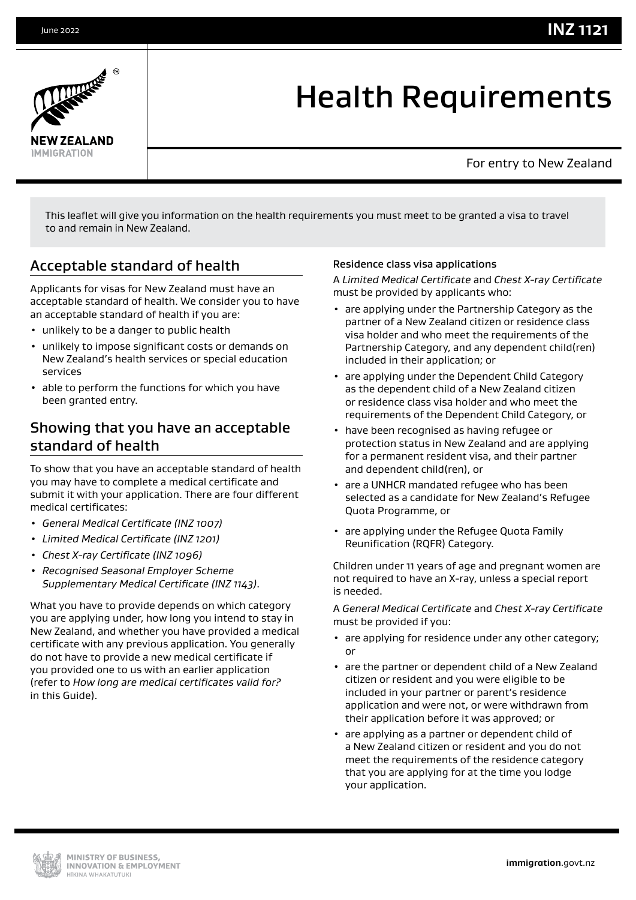# Health Requirements

For entry to New Zealand

This leaflet will give you information on the health requirements you must meet to be granted a visa to travel to and remain in New Zealand.

## Acceptable standard of health

Applicants for visas for New Zealand must have an acceptable standard of health. We consider you to have an acceptable standard of health if you are:

- unlikely to be a danger to public health
- unlikely to impose significant costs or demands on New Zealand's health services or special education services
- able to perform the functions for which you have been granted entry.

## Showing that you have an acceptable standard of health

To show that you have an acceptable standard of health you may have to complete a medical certificate and submit it with your application. There are four different medical certificates:

- *General Medical Certificate (INZ 1007)*
- *Limited Medical Certificate (INZ 1201)*
- *Chest X-ray Certificate (INZ 1096)*
- *Recognised Seasonal Employer Scheme Supplementary Medical Certificate (INZ 1143)*.

What you have to provide depends on which category you are applying under, how long you intend to stay in New Zealand, and whether you have provided a medical certificate with any previous application. You generally do not have to provide a new medical certificate if you provided one to us with an earlier application (refer to *How long are medical certificates valid for?* in this Guide).

### Residence class visa applications

A *Limited Medical Certificate* and *Chest X-ray Certificate* must be provided by applicants who:

- are applying under the Partnership Category as the partner of a New Zealand citizen or residence class visa holder and who meet the requirements of the Partnership Category, and any dependent child(ren) included in their application; or
- are applying under the Dependent Child Category as the dependent child of a New Zealand citizen or residence class visa holder and who meet the requirements of the Dependent Child Category, or
- have been recognised as having refugee or protection status in New Zealand and are applying for a permanent resident visa, and their partner and dependent child(ren), or
- are a UNHCR mandated refugee who has been selected as a candidate for New Zealand's Refugee Quota Programme, or
- are applying under the Refugee Quota Family Reunification (RQFR) Category.

Children under 11 years of age and pregnant women are not required to have an X-ray, unless a special report is needed.

A *General Medical Certificate* and *Chest X-ray Certificate* must be provided if you:

- are applying for residence under any other category; or
- are the partner or dependent child of a New Zealand citizen or resident and you were eligible to be included in your partner or parent's residence application and were not, or were withdrawn from their application before it was approved; or
- are applying as a partner or dependent child of a New Zealand citizen or resident and you do not meet the requirements of the residence category that you are applying for at the time you lodge your application.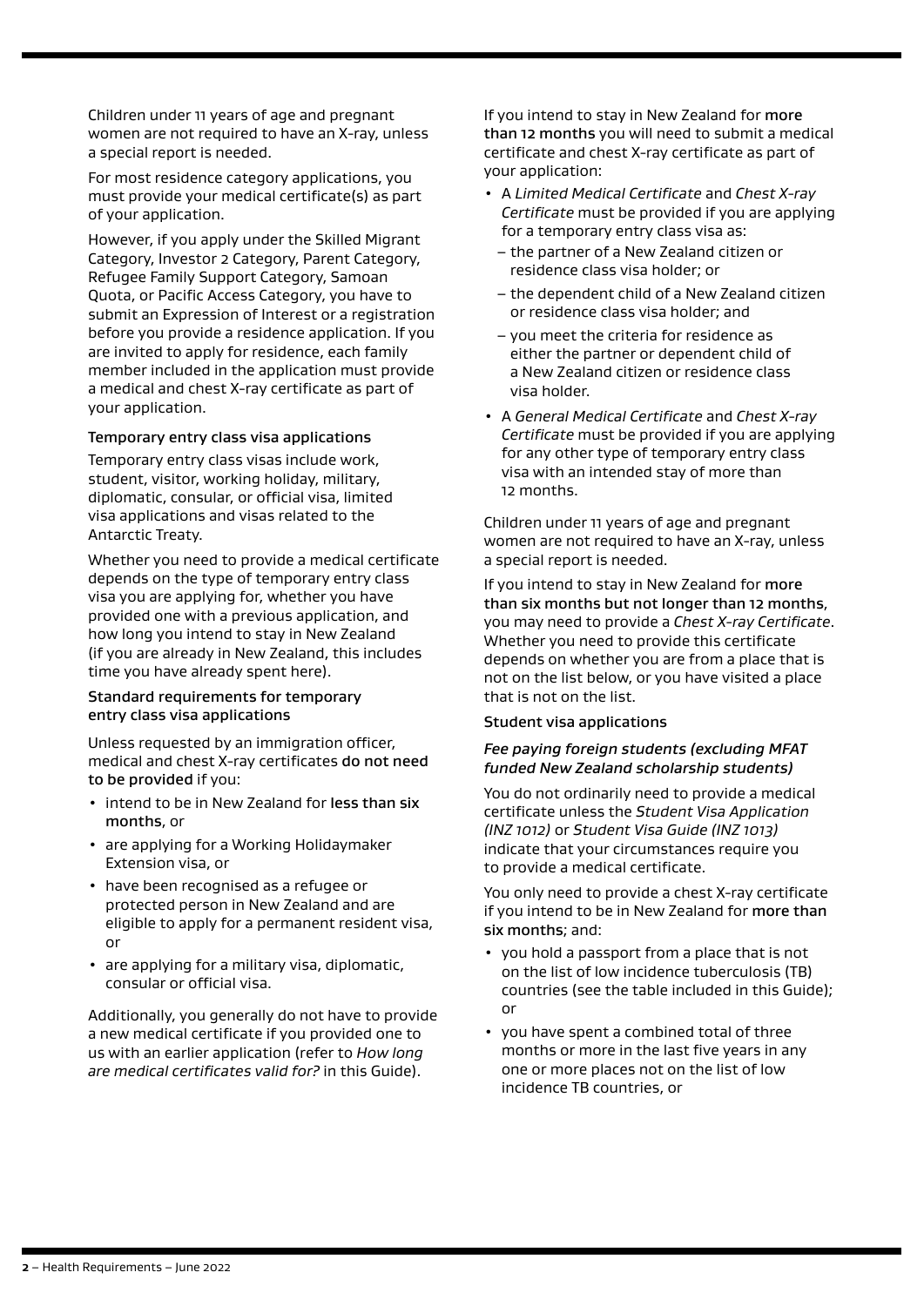Children under 11 years of age and pregnant women are not required to have an X-ray, unless a special report is needed.

For most residence category applications, you must provide your medical certificate(s) as part of your application.

However, if you apply under the Skilled Migrant Category, Investor 2 Category, Parent Category, Refugee Family Support Category, Samoan Quota, or Pacific Access Category, you have to submit an Expression of Interest or a registration before you provide a residence application. If you are invited to apply for residence, each family member included in the application must provide a medical and chest X-ray certificate as part of your application.

### Temporary entry class visa applications

Temporary entry class visas include work, student, visitor, working holiday, military, diplomatic, consular, or official visa, limited visa applications and visas related to the Antarctic Treaty.

Whether you need to provide a medical certificate depends on the type of temporary entry class visa you are applying for, whether you have provided one with a previous application, and how long you intend to stay in New Zealand (if you are already in New Zealand, this includes time you have already spent here).

### Standard requirements for temporary entry class visa applications

Unless requested by an immigration officer, medical and chest X-ray certificates **do not need to be provided** if you:

- intend to be in New Zealand for **less than six months**, or
- are applying for a Working Holidaymaker Extension visa, or
- have been recognised as a refugee or protected person in New Zealand and are eligible to apply for a permanent resident visa, or
- are applying for a military visa, diplomatic, consular or official visa.

Additionally, you generally do not have to provide a new medical certificate if you provided one to us with an earlier application (refer to *How long are medical certificates valid for?* in this Guide).

If you intend to stay in New Zealand for **more than 12 months** you will need to submit a medical certificate and chest X-ray certificate as part of your application:

- A *Limited Medical Certificate* and *Chest X-ray Certificate* must be provided if you are applying for a temporary entry class visa as:
  - the partner of a New Zealand citizen or residence class visa holder; or
  - the dependent child of a New Zealand citizen or residence class visa holder; and
  - you meet the criteria for residence as either the partner or dependent child of a New Zealand citizen or residence class visa holder.
- A *General Medical Certificate* and *Chest X-ray Certificate* must be provided if you are applying for any other type of temporary entry class visa with an intended stay of more than 12 months.

Children under 11 years of age and pregnant women are not required to have an X-ray, unless a special report is needed.

If you intend to stay in New Zealand for **more than six months but not longer than 12 months**, you may need to provide a *Chest X-ray Certificate*. Whether you need to provide this certificate depends on whether you are from a place that is not on the list below, or you have visited a place that is not on the list.

### Student visa applications

#### *Fee paying foreign students (excluding MFAT funded New Zealand scholarship students)*

You do not ordinarily need to provide a medical certificate unless the *Student Visa Application (INZ 1012)* or *Student Visa Guide (INZ 1013)* indicate that your circumstances require you to provide a medical certificate.

You only need to provide a chest X-ray certificate if you intend to be in New Zealand for **more than six months**; and:

- you hold a passport from a place that is not on the list of low incidence tuberculosis (TB) countries (see the table included in this Guide); or
- you have spent a combined total of three months or more in the last five years in any one or more places not on the list of low incidence TB countries, or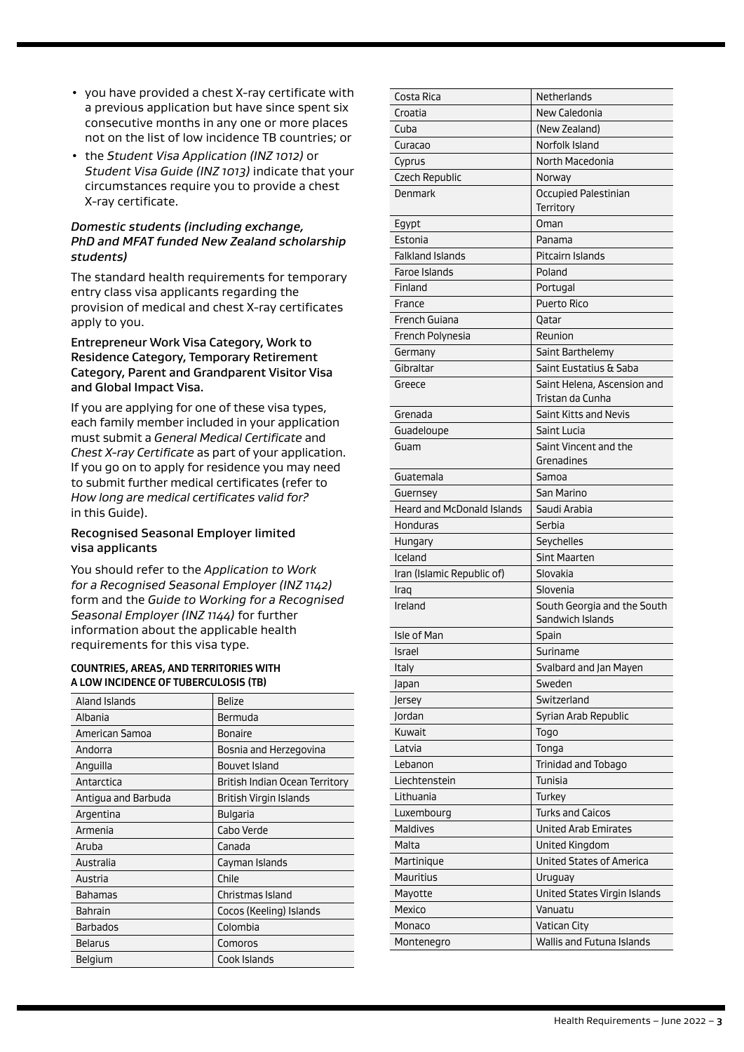- you have provided a chest X-ray certificate with a previous application but have since spent six consecutive months in any one or more places not on the list of low incidence TB countries; or
- the *Student Visa Application (INZ 1012)* or *Student Visa Guide (INZ 1013)* indicate that your circumstances require you to provide a chest X-ray certificate.

#### *Domestic students (including exchange, PhD and MFAT funded New Zealand scholarship students)*

The standard health requirements for temporary entry class visa applicants regarding the provision of medical and chest X-ray certificates apply to you.

### Entrepreneur Work Visa Category, Work to Residence Category, Temporary Retirement Category, Parent and Grandparent Visitor Visa and Global Impact Visa.

If you are applying for one of these visa types, each family member included in your application must submit a *General Medical Certificate* and *Chest X-ray Certificate* as part of your application. If you go on to apply for residence you may need to submit further medical certificates (refer to *How long are medical certificates valid for?* in this Guide).

### Recognised Seasonal Employer limited visa applicants

You should refer to the *Application to Work for a Recognised Seasonal Employer (INZ 1142)* form and the *Guide to Working for a Recognised Seasonal Employer (INZ 1144)* for further information about the applicable health requirements for this visa type.

#### COUNTRIES, AREAS, AND TERRITORIES WITH A LOW INCIDENCE OF TUBERCULOSIS (TB)

| | |
|---|---|
| Aland Islands | Belize |
| Albania | Bermuda |
| American Samoa | Bonaire |
| Andorra | Bosnia and Herzegovina |
| Anguilla | Bouvet Island |
| Antarctica | British Indian Ocean Territory |
| Antigua and Barbuda | British Virgin Islands |
| Argentina | Bulgaria |
| Armenia | Cabo Verde |
| Aruba | Canada |
| Australia | Cayman Islands |
| Austria | Chile |
| Bahamas | Christmas Island |
| Bahrain | Cocos (Keeling) Islands |
| Barbados | Colombia |
| Belarus | Comoros |
| Belgium | Cook Islands |
| Costa Rica | Netherlands |
| Croatia | New Caledonia |
| Cuba | (New Zealand) |
| Curacao | Norfolk Island |
| Cyprus | North Macedonia |
| Czech Republic | Norway |
| Denmark | Occupied Palestinian Territory |
| Egypt | Oman |
| Estonia | Panama |
| Falkland Islands | Pitcairn Islands |
| Faroe Islands | Poland |
| Finland | Portugal |
| France | Puerto Rico |
| French Guiana | Qatar |
| French Polynesia | Reunion |
| Germany | Saint Barthelemy |
| Gibraltar | Saint Eustatius & Saba |
| Greece | Saint Helena, Ascension and Tristan da Cunha |
| Grenada | Saint Kitts and Nevis |
| Guadeloupe | Saint Lucia |
| Guam | Saint Vincent and the Grenadines |
| Guatemala | Samoa |
| Guernsey | San Marino |
| Heard and McDonald Islands | Saudi Arabia |
| Honduras | Serbia |
| Hungary | Seychelles |
| Iceland | Sint Maarten |
| Iran (Islamic Republic of) | Slovakia |
| Iraq | Slovenia |
| Ireland | South Georgia and the South Sandwich Islands |
| Isle of Man | Spain |
| Israel | Suriname |
| Italy | Svalbard and Jan Mayen |
| Japan | Sweden |
| Jersey | Switzerland |
| Jordan | Syrian Arab Republic |
| Kuwait | Togo |
| Latvia | Tonga |
| Lebanon | Trinidad and Tobago |
| Liechtenstein | Tunisia |
| Lithuania | Turkey |
| Luxembourg | Turks and Caicos |
| Maldives | United Arab Emirates |
| Malta | United Kingdom |
| Martinique | United States of America |
| Mauritius | Uruguay |
| Mayotte | United States Virgin Islands |
| Mexico | Vanuatu |
| Monaco | Vatican City |
| Montenegro | Wallis and Futuna Islands |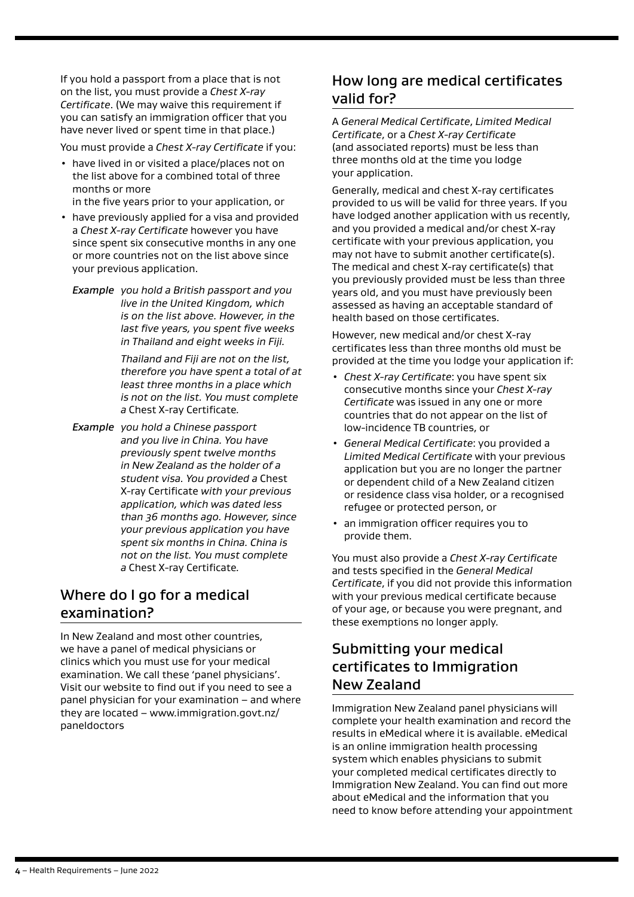If you hold a passport from a place that is not on the list, you must provide a *Chest X-ray Certificate*. (We may waive this requirement if you can satisfy an immigration officer that you have never lived or spent time in that place.)

You must provide a *Chest X-ray Certificate* if you:

- have lived in or visited a place/places not on the list above for a combined total of three months or more
  in the five years prior to your application, or
- have previously applied for a visa and provided a *Chest X-ray Certificate* however you have since spent six consecutive months in any one or more countries not on the list above since your previous application.

*Example* *you hold a British passport and you live in the United Kingdom, which is on the list above. However, in the last five years, you spent five weeks in Thailand and eight weeks in Fiji.*

*Thailand and Fiji are not on the list, therefore you have spent a total of at least three months in a place which is not on the list. You must complete a* Chest X-ray Certificate*.*

*Example* *you hold a Chinese passport and you live in China. You have previously spent twelve months in New Zealand as the holder of a student visa. You provided a* Chest X-ray Certificate *with your previous application, which was dated less than 36 months ago. However, since your previous application you have spent six months in China. China is not on the list. You must complete a* Chest X-ray Certificate*.*

## Where do I go for a medical examination?

In New Zealand and most other countries, we have a panel of medical physicians or clinics which you must use for your medical examination. We call these 'panel physicians'. Visit our website to find out if you need to see a panel physician for your examination – and where they are located – www.immigration.govt.nz/paneldoctors

## How long are medical certificates valid for?

A *General Medical Certificate*, *Limited Medical Certificate*, or a *Chest X-ray Certificate* (and associated reports) must be less than three months old at the time you lodge your application.

Generally, medical and chest X-ray certificates provided to us will be valid for three years. If you have lodged another application with us recently, and you provided a medical and/or chest X-ray certificate with your previous application, you may not have to submit another certificate(s). The medical and chest X-ray certificate(s) that you previously provided must be less than three years old, and you must have previously been assessed as having an acceptable standard of health based on those certificates.

However, new medical and/or chest X-ray certificates less than three months old must be provided at the time you lodge your application if:

- *Chest X-ray Certificate*: you have spent six consecutive months since your *Chest X-ray Certificate* was issued in any one or more countries that do not appear on the list of low-incidence TB countries, or
- *General Medical Certificate*: you provided a *Limited Medical Certificate* with your previous application but you are no longer the partner or dependent child of a New Zealand citizen or residence class visa holder, or a recognised refugee or protected person, or
- an immigration officer requires you to provide them.

You must also provide a *Chest X-ray Certificate* and tests specified in the *General Medical Certificate*, if you did not provide this information with your previous medical certificate because of your age, or because you were pregnant, and these exemptions no longer apply.

## Submitting your medical certificates to Immigration New Zealand

Immigration New Zealand panel physicians will complete your health examination and record the results in eMedical where it is available. eMedical is an online immigration health processing system which enables physicians to submit your completed medical certificates directly to Immigration New Zealand. You can find out more about eMedical and the information that you need to know before attending your appointment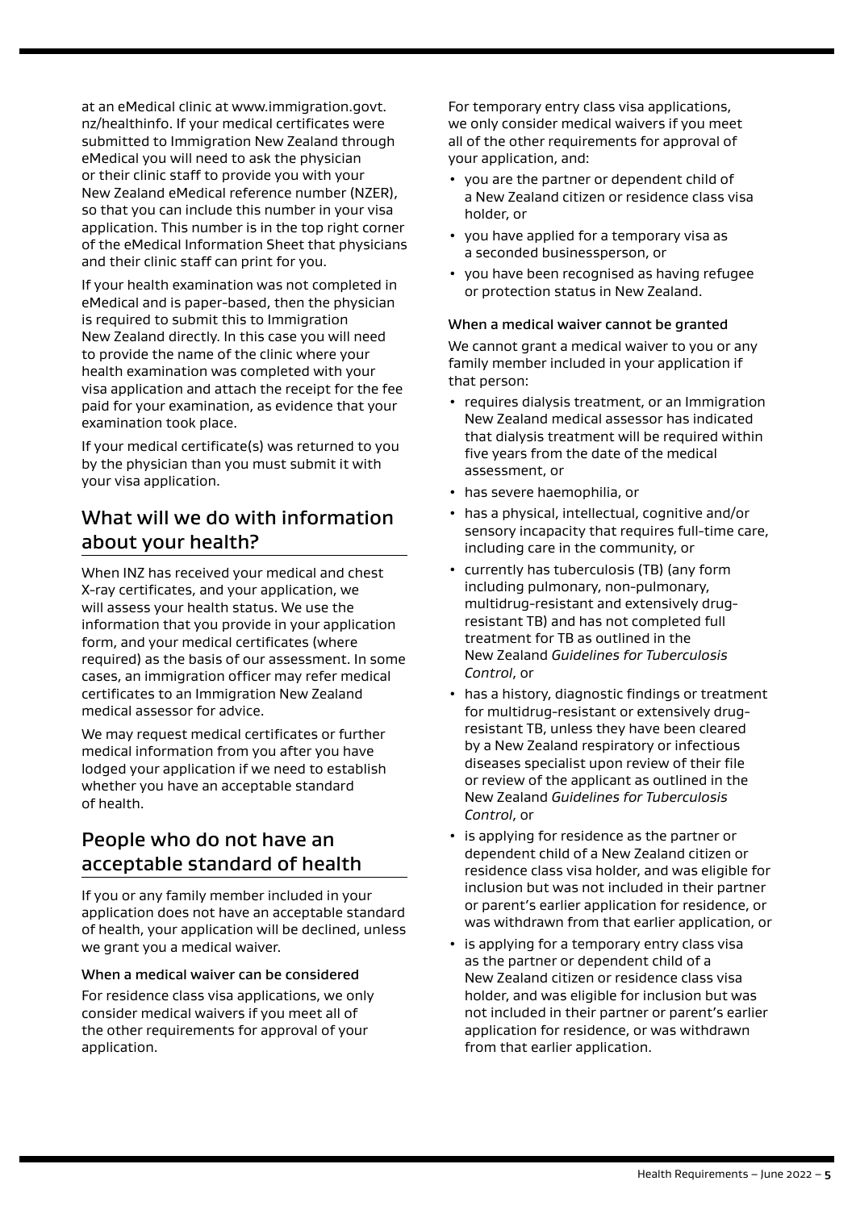at an eMedical clinic at www.immigration.govt.nz/healthinfo. If your medical certificates were submitted to Immigration New Zealand through eMedical you will need to ask the physician or their clinic staff to provide you with your New Zealand eMedical reference number (NZER), so that you can include this number in your visa application. This number is in the top right corner of the eMedical Information Sheet that physicians and their clinic staff can print for you.

If your health examination was not completed in eMedical and is paper-based, then the physician is required to submit this to Immigration New Zealand directly. In this case you will need to provide the name of the clinic where your health examination was completed with your visa application and attach the receipt for the fee paid for your examination, as evidence that your examination took place.

If your medical certificate(s) was returned to you by the physician than you must submit it with your visa application.

## What will we do with information about your health?

When INZ has received your medical and chest X-ray certificates, and your application, we will assess your health status. We use the information that you provide in your application form, and your medical certificates (where required) as the basis of our assessment. In some cases, an immigration officer may refer medical certificates to an Immigration New Zealand medical assessor for advice.

We may request medical certificates or further medical information from you after you have lodged your application if we need to establish whether you have an acceptable standard of health.

## People who do not have an acceptable standard of health

If you or any family member included in your application does not have an acceptable standard of health, your application will be declined, unless we grant you a medical waiver.

### When a medical waiver can be considered

For residence class visa applications, we only consider medical waivers if you meet all of the other requirements for approval of your application.

For temporary entry class visa applications, we only consider medical waivers if you meet all of the other requirements for approval of your application, and:

- you are the partner or dependent child of a New Zealand citizen or residence class visa holder, or
- you have applied for a temporary visa as a seconded businessperson, or
- you have been recognised as having refugee or protection status in New Zealand.

### When a medical waiver cannot be granted

We cannot grant a medical waiver to you or any family member included in your application if that person:

- requires dialysis treatment, or an Immigration New Zealand medical assessor has indicated that dialysis treatment will be required within five years from the date of the medical assessment, or
- has severe haemophilia, or
- has a physical, intellectual, cognitive and/or sensory incapacity that requires full-time care, including care in the community, or
- currently has tuberculosis (TB) (any form including pulmonary, non-pulmonary, multidrug-resistant and extensively drug-resistant TB) and has not completed full treatment for TB as outlined in the New Zealand *Guidelines for Tuberculosis Control*, or
- has a history, diagnostic findings or treatment for multidrug-resistant or extensively drug-resistant TB, unless they have been cleared by a New Zealand respiratory or infectious diseases specialist upon review of their file or review of the applicant as outlined in the New Zealand *Guidelines for Tuberculosis Control*, or
- is applying for residence as the partner or dependent child of a New Zealand citizen or residence class visa holder, and was eligible for inclusion but was not included in their partner or parent's earlier application for residence, or was withdrawn from that earlier application, or
- is applying for a temporary entry class visa as the partner or dependent child of a New Zealand citizen or residence class visa holder, and was eligible for inclusion but was not included in their partner or parent's earlier application for residence, or was withdrawn from that earlier application.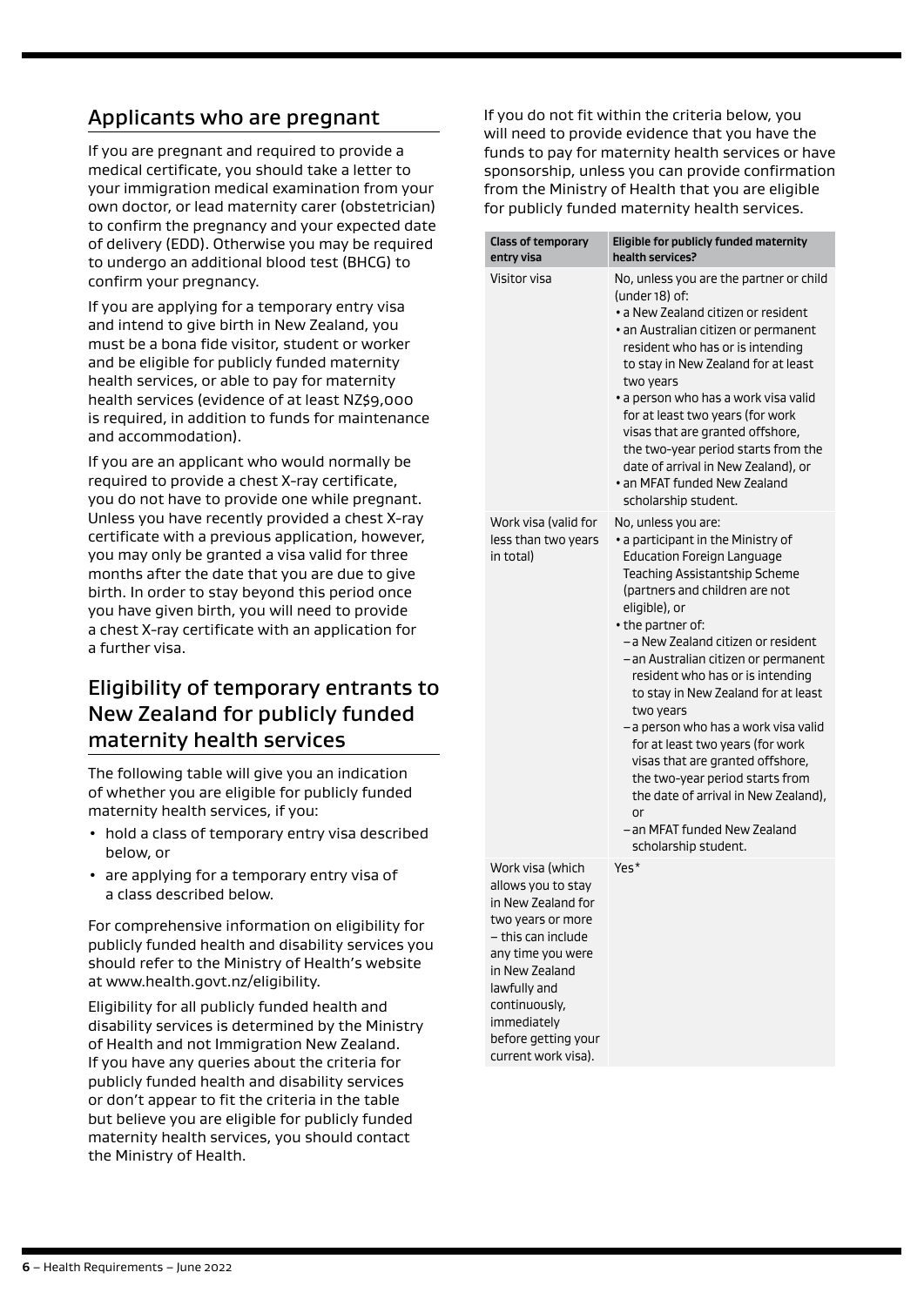## Applicants who are pregnant

If you are pregnant and required to provide a medical certificate, you should take a letter to your immigration medical examination from your own doctor, or lead maternity carer (obstetrician) to confirm the pregnancy and your expected date of delivery (EDD). Otherwise you may be required to undergo an additional blood test (BHCG) to confirm your pregnancy.

If you are applying for a temporary entry visa and intend to give birth in New Zealand, you must be a bona fide visitor, student or worker and be eligible for publicly funded maternity health services, or able to pay for maternity health services (evidence of at least NZ$9,000 is required, in addition to funds for maintenance and accommodation).

If you are an applicant who would normally be required to provide a chest X-ray certificate, you do not have to provide one while pregnant. Unless you have recently provided a chest X-ray certificate with a previous application, however, you may only be granted a visa valid for three months after the date that you are due to give birth. In order to stay beyond this period once you have given birth, you will need to provide a chest X-ray certificate with an application for a further visa.

## Eligibility of temporary entrants to New Zealand for publicly funded maternity health services

The following table will give you an indication of whether you are eligible for publicly funded maternity health services, if you:

- hold a class of temporary entry visa described below, or
- are applying for a temporary entry visa of a class described below.

For comprehensive information on eligibility for publicly funded health and disability services you should refer to the Ministry of Health's website at www.health.govt.nz/eligibility.

Eligibility for all publicly funded health and disability services is determined by the Ministry of Health and not Immigration New Zealand. If you have any queries about the criteria for publicly funded health and disability services or don't appear to fit the criteria in the table but believe you are eligible for publicly funded maternity health services, you should contact the Ministry of Health.

If you do not fit within the criteria below, you will need to provide evidence that you have the funds to pay for maternity health services or have sponsorship, unless you can provide confirmation from the Ministry of Health that you are eligible for publicly funded maternity health services.

| Class of temporary entry visa | Eligible for publicly funded maternity health services? |
|---|---|
| Visitor visa | No, unless you are the partner or child (under 18) of:<br>• a New Zealand citizen or resident<br>• an Australian citizen or permanent resident who has or is intending to stay in New Zealand for at least two years<br>• a person who has a work visa valid for at least two years (for work visas that are granted offshore, the two-year period starts from the date of arrival in New Zealand), or<br>• an MFAT funded New Zealand scholarship student. |
| Work visa (valid for less than two years in total) | No, unless you are:<br>• a participant in the Ministry of Education Foreign Language Teaching Assistantship Scheme (partners and children are not eligible), or<br>• the partner of:<br>– a New Zealand citizen or resident<br>– an Australian citizen or permanent resident who has or is intending to stay in New Zealand for at least two years<br>– a person who has a work visa valid for at least two years (for work visas that are granted offshore, the two-year period starts from the date of arrival in New Zealand), or<br>– an MFAT funded New Zealand scholarship student. |
| Work visa (which allows you to stay in New Zealand for two years or more – this can include any time you were in New Zealand lawfully and continuously, immediately before getting your current work visa). | Yes* |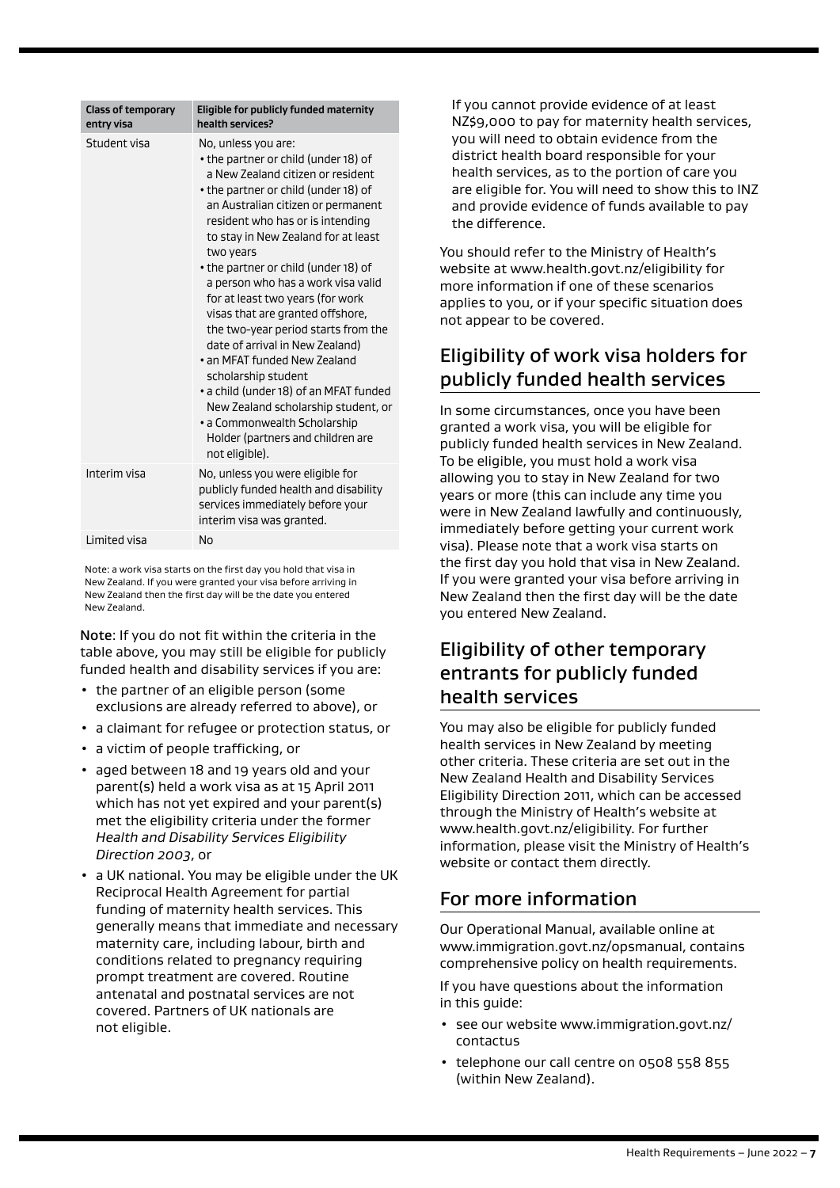| Class of temporary entry visa | Eligible for publicly funded maternity health services? |
| --- | --- |
| Student visa | No, unless you are:<br>• the partner or child (under 18) of a New Zealand citizen or resident<br>• the partner or child (under 18) of an Australian citizen or permanent resident who has or is intending to stay in New Zealand for at least two years<br>• the partner or child (under 18) of a person who has a work visa valid for at least two years (for work visas that are granted offshore, the two-year period starts from the date of arrival in New Zealand)<br>• an MFAT funded New Zealand scholarship student<br>• a child (under 18) of an MFAT funded New Zealand scholarship student, or<br>• a Commonwealth Scholarship Holder (partners and children are not eligible). |
| Interim visa | No, unless you were eligible for publicly funded health and disability services immediately before your interim visa was granted. |
| Limited visa | No |

Note: a work visa starts on the first day you hold that visa in New Zealand. If you were granted your visa before arriving in New Zealand then the first day will be the date you entered New Zealand.

**Note**: If you do not fit within the criteria in the table above, you may still be eligible for publicly funded health and disability services if you are:

- the partner of an eligible person (some exclusions are already referred to above), or
- a claimant for refugee or protection status, or
- a victim of people trafficking, or
- aged between 18 and 19 years old and your parent(s) held a work visa as at 15 April 2011 which has not yet expired and your parent(s) met the eligibility criteria under the former *Health and Disability Services Eligibility Direction 2003*, or
- a UK national. You may be eligible under the UK Reciprocal Health Agreement for partial funding of maternity health services. This generally means that immediate and necessary maternity care, including labour, birth and conditions related to pregnancy requiring prompt treatment are covered. Routine antenatal and postnatal services are not covered. Partners of UK nationals are not eligible.

If you cannot provide evidence of at least NZ$9,000 to pay for maternity health services, you will need to obtain evidence from the district health board responsible for your health services, as to the portion of care you are eligible for. You will need to show this to INZ and provide evidence of funds available to pay the difference.

You should refer to the Ministry of Health's website at www.health.govt.nz/eligibility for more information if one of these scenarios applies to you, or if your specific situation does not appear to be covered.

## Eligibility of work visa holders for publicly funded health services

In some circumstances, once you have been granted a work visa, you will be eligible for publicly funded health services in New Zealand. To be eligible, you must hold a work visa allowing you to stay in New Zealand for two years or more (this can include any time you were in New Zealand lawfully and continuously, immediately before getting your current work visa). Please note that a work visa starts on the first day you hold that visa in New Zealand. If you were granted your visa before arriving in New Zealand then the first day will be the date you entered New Zealand.

## Eligibility of other temporary entrants for publicly funded health services

You may also be eligible for publicly funded health services in New Zealand by meeting other criteria. These criteria are set out in the New Zealand Health and Disability Services Eligibility Direction 2011, which can be accessed through the Ministry of Health's website at www.health.govt.nz/eligibility. For further information, please visit the Ministry of Health's website or contact them directly.

## For more information

Our Operational Manual, available online at www.immigration.govt.nz/opsmanual, contains comprehensive policy on health requirements.

If you have questions about the information in this guide:

- see our website www.immigration.govt.nz/contactus
- telephone our call centre on 0508 558 855 (within New Zealand).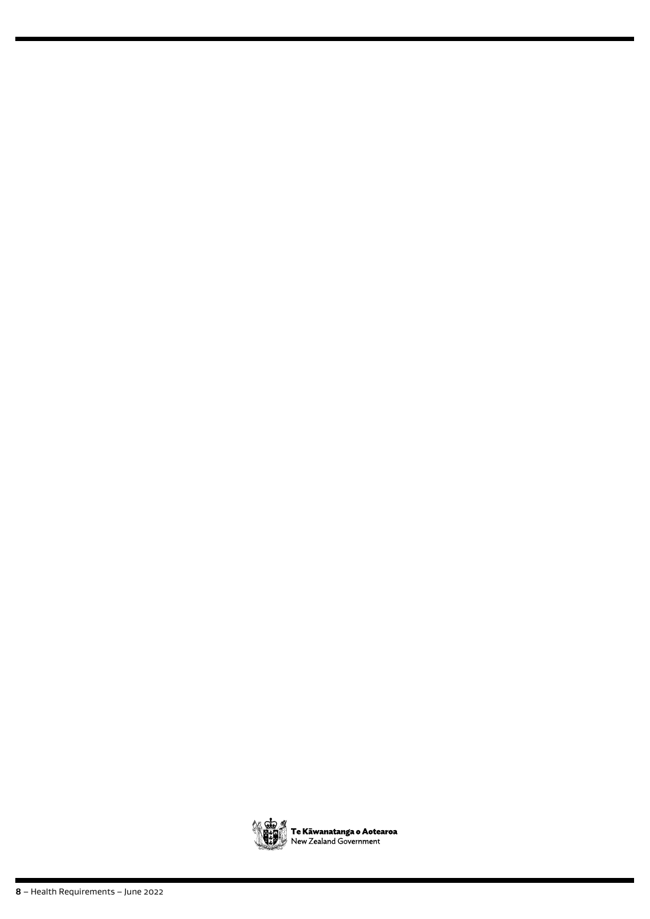Te Kāwanatanga o Aotearoa
New Zealand Government